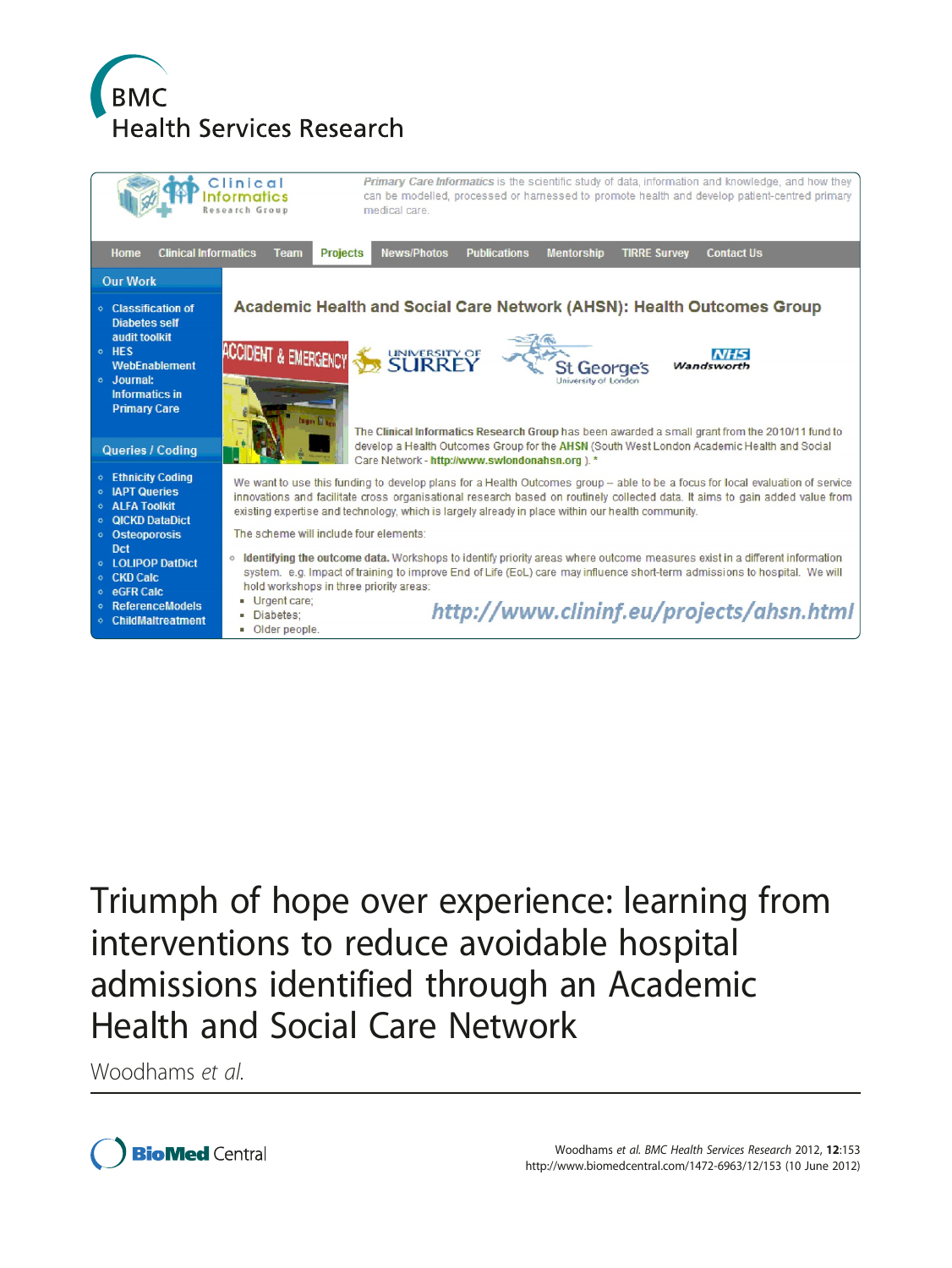BMC Health Services Research

Clinical Informatics Research Group

*Primary Care Informatics* is the scientific study of data, information and knowledge, and how they can be modelled, processed or harnessed to promote health and develop patient-centred primary medical care.

Home | Clinical Informatics | Team | Projects | News/Photos | Publications | Mentorship | TIRRE Survey | Contact Us

**Our Work**

- Classification of Diabetes self audit toolkit
- HES WebEnablement
- Journal: Informatics in Primary Care

**Queries / Coding**

- Ethnicity Coding
- IAPT Queries
- ALFA Toolkit
- QICKD DataDict
- Osteoporosis Dct
- LOLIPOP DatDict
- CKD Calc
- eGFR Calc
- ReferenceModels
- ChildMaltreatment

**Academic Health and Social Care Network (AHSN): Health Outcomes Group**

ACCIDENT & EMERGENCY | UNIVERSITY OF SURREY | St George's University of London | NHS Wandsworth

The **Clinical Informatics Research Group** has been awarded a small grant from the 2010/11 fund to develop a Health Outcomes Group for the **AHSN** (South West London Academic Health and Social Care Network - **http://www.swlondonahsn.org** ). *

We want to use this funding to develop plans for a Health Outcomes group – able to be a focus for local evaluation of service innovations and facilitate cross organisational research based on routinely collected data. It aims to gain added value from existing expertise and technology, which is largely already in place within our health community.

The scheme will include four elements:

- **Identifying the outcome data.** Workshops to identify priority areas where outcome measures exist in a different information system. e.g. Impact of training to improve End of Life (EoL) care may influence short-term admissions to hospital. We will hold workshops in three priority areas:
  - Urgent care;
  - Diabetes;
  - Older people.

*http://www.clininf.eu/projects/ahsn.html*

# Triumph of hope over experience: learning from interventions to reduce avoidable hospital admissions identified through an Academic Health and Social Care Network

Woodhams *et al.*

Woodhams *et al. BMC Health Services Research* 2012, **12**:153
http://www.biomedcentral.com/1472-6963/12/153 (10 June 2012)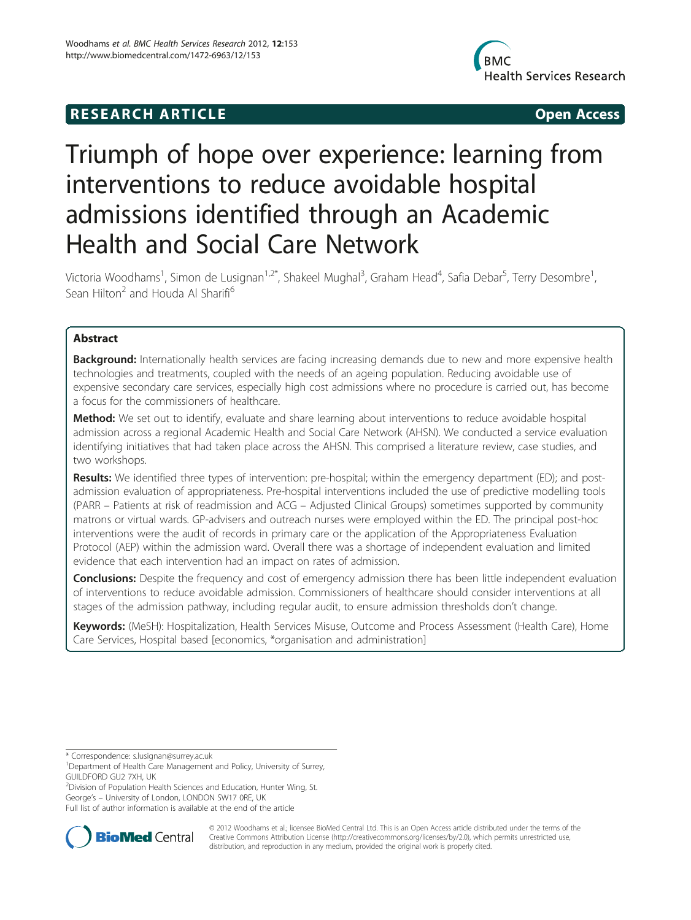# RESEARCH ARTICLE

**Open Access**

# Triumph of hope over experience: learning from interventions to reduce avoidable hospital admissions identified through an Academic Health and Social Care Network

Victoria Woodhams[1], Simon de Lusignan[1,2*], Shakeel Mughal[3], Graham Head[4], Safia Debar[5], Terry Desombre[1], Sean Hilton[2] and Houda Al Sharifi[6]

## Abstract

**Background:** Internationally health services are facing increasing demands due to new and more expensive health technologies and treatments, coupled with the needs of an ageing population. Reducing avoidable use of expensive secondary care services, especially high cost admissions where no procedure is carried out, has become a focus for the commissioners of healthcare.

**Method:** We set out to identify, evaluate and share learning about interventions to reduce avoidable hospital admission across a regional Academic Health and Social Care Network (AHSN). We conducted a service evaluation identifying initiatives that had taken place across the AHSN. This comprised a literature review, case studies, and two workshops.

**Results:** We identified three types of intervention: pre-hospital; within the emergency department (ED); and post-admission evaluation of appropriateness. Pre-hospital interventions included the use of predictive modelling tools (PARR – Patients at risk of readmission and ACG – Adjusted Clinical Groups) sometimes supported by community matrons or virtual wards. GP-advisers and outreach nurses were employed within the ED. The principal post-hoc interventions were the audit of records in primary care or the application of the Appropriateness Evaluation Protocol (AEP) within the admission ward. Overall there was a shortage of independent evaluation and limited evidence that each intervention had an impact on rates of admission.

**Conclusions:** Despite the frequency and cost of emergency admission there has been little independent evaluation of interventions to reduce avoidable admission. Commissioners of healthcare should consider interventions at all stages of the admission pathway, including regular audit, to ensure admission thresholds don't change.

**Keywords:** (MeSH): Hospitalization, Health Services Misuse, Outcome and Process Assessment (Health Care), Home Care Services, Hospital based [economics, *organisation and administration]

\* Correspondence: s.lusignan@surrey.ac.uk
[1]Department of Health Care Management and Policy, University of Surrey, GUILDFORD GU2 7XH, UK
[2]Division of Population Health Sciences and Education, Hunter Wing, St. George's – University of London, LONDON SW17 0RE, UK
Full list of author information is available at the end of the article

© 2012 Woodhams et al.; licensee BioMed Central Ltd. This is an Open Access article distributed under the terms of the Creative Commons Attribution License (http://creativecommons.org/licenses/by/2.0), which permits unrestricted use, distribution, and reproduction in any medium, provided the original work is properly cited.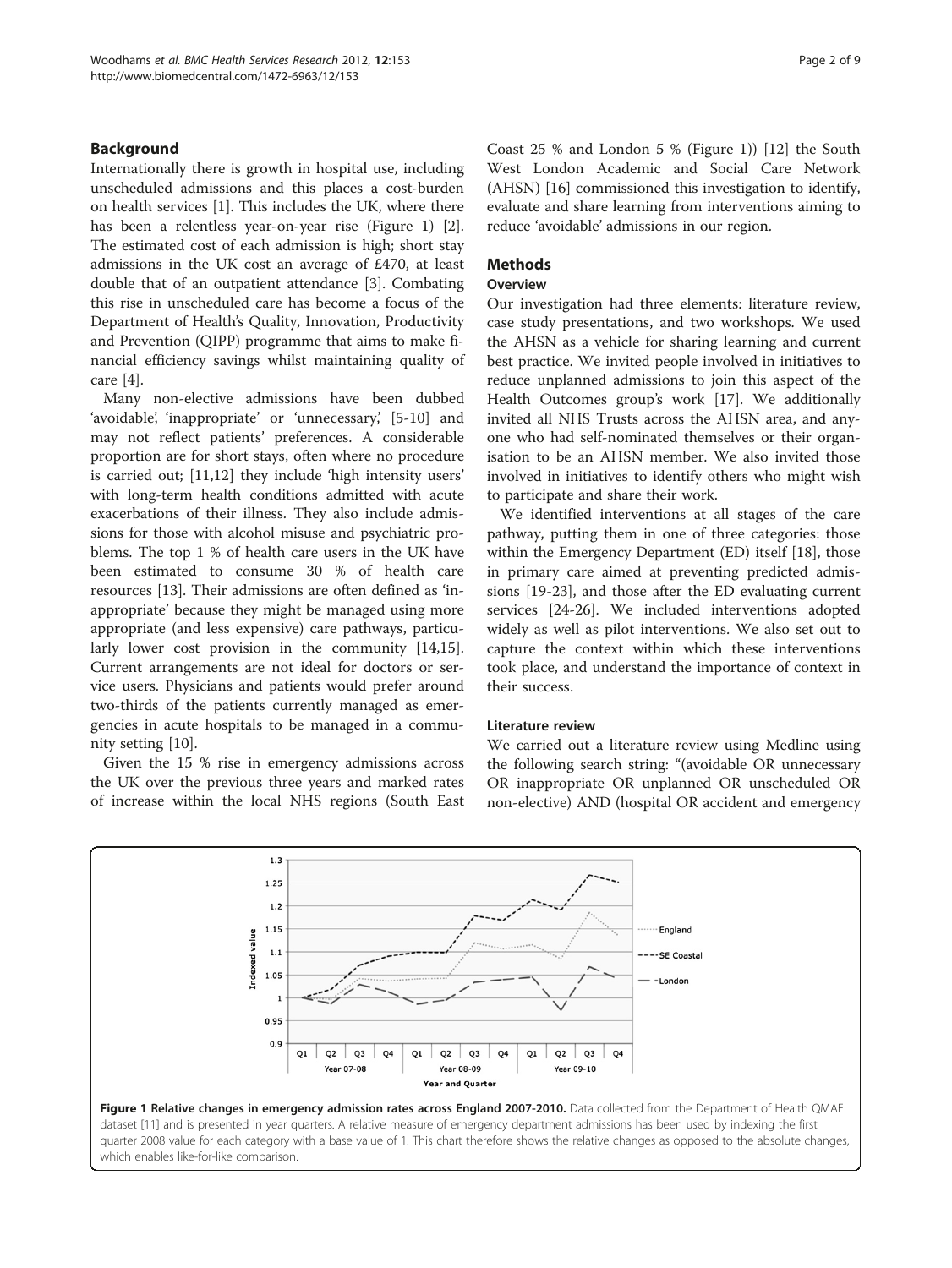## Background

Internationally there is growth in hospital use, including unscheduled admissions and this places a cost-burden on health services [1]. This includes the UK, where there has been a relentless year-on-year rise (Figure 1) [2]. The estimated cost of each admission is high; short stay admissions in the UK cost an average of £470, at least double that of an outpatient attendance [3]. Combating this rise in unscheduled care has become a focus of the Department of Health's Quality, Innovation, Productivity and Prevention (QIPP) programme that aims to make financial efficiency savings whilst maintaining quality of care [4].

Many non-elective admissions have been dubbed 'avoidable', 'inappropriate' or 'unnecessary,' [5-10] and may not reflect patients' preferences. A considerable proportion are for short stays, often where no procedure is carried out; [11,12] they include 'high intensity users' with long-term health conditions admitted with acute exacerbations of their illness. They also include admissions for those with alcohol misuse and psychiatric problems. The top 1 % of health care users in the UK have been estimated to consume 30 % of health care resources [13]. Their admissions are often defined as 'inappropriate' because they might be managed using more appropriate (and less expensive) care pathways, particularly lower cost provision in the community [14,15]. Current arrangements are not ideal for doctors or service users. Physicians and patients would prefer around two-thirds of the patients currently managed as emergencies in acute hospitals to be managed in a community setting [10].

Given the 15 % rise in emergency admissions across the UK over the previous three years and marked rates of increase within the local NHS regions (South East Coast 25 % and London 5 % (Figure 1)) [12] the South West London Academic and Social Care Network (AHSN) [16] commissioned this investigation to identify, evaluate and share learning from interventions aiming to reduce 'avoidable' admissions in our region.

## Methods

### Overview

Our investigation had three elements: literature review, case study presentations, and two workshops. We used the AHSN as a vehicle for sharing learning and current best practice. We invited people involved in initiatives to reduce unplanned admissions to join this aspect of the Health Outcomes group's work [17]. We additionally invited all NHS Trusts across the AHSN area, and anyone who had self-nominated themselves or their organisation to be an AHSN member. We also invited those involved in initiatives to identify others who might wish to participate and share their work.

We identified interventions at all stages of the care pathway, putting them in one of three categories: those within the Emergency Department (ED) itself [18], those in primary care aimed at preventing predicted admissions [19-23], and those after the ED evaluating current services [24-26]. We included interventions adopted widely as well as pilot interventions. We also set out to capture the context within which these interventions took place, and understand the importance of context in their success.

### Literature review

We carried out a literature review using Medline using the following search string: "(avoidable OR unnecessary OR inappropriate OR unplanned OR unscheduled OR non-elective) AND (hospital OR accident and emergency

**Figure 1 Relative changes in emergency admission rates across England 2007-2010.** Data collected from the Department of Health QMAE dataset [11] and is presented in year quarters. A relative measure of emergency department admissions has been used by indexing the first quarter 2008 value for each category with a base value of 1. This chart therefore shows the relative changes as opposed to the absolute changes, which enables like-for-like comparison.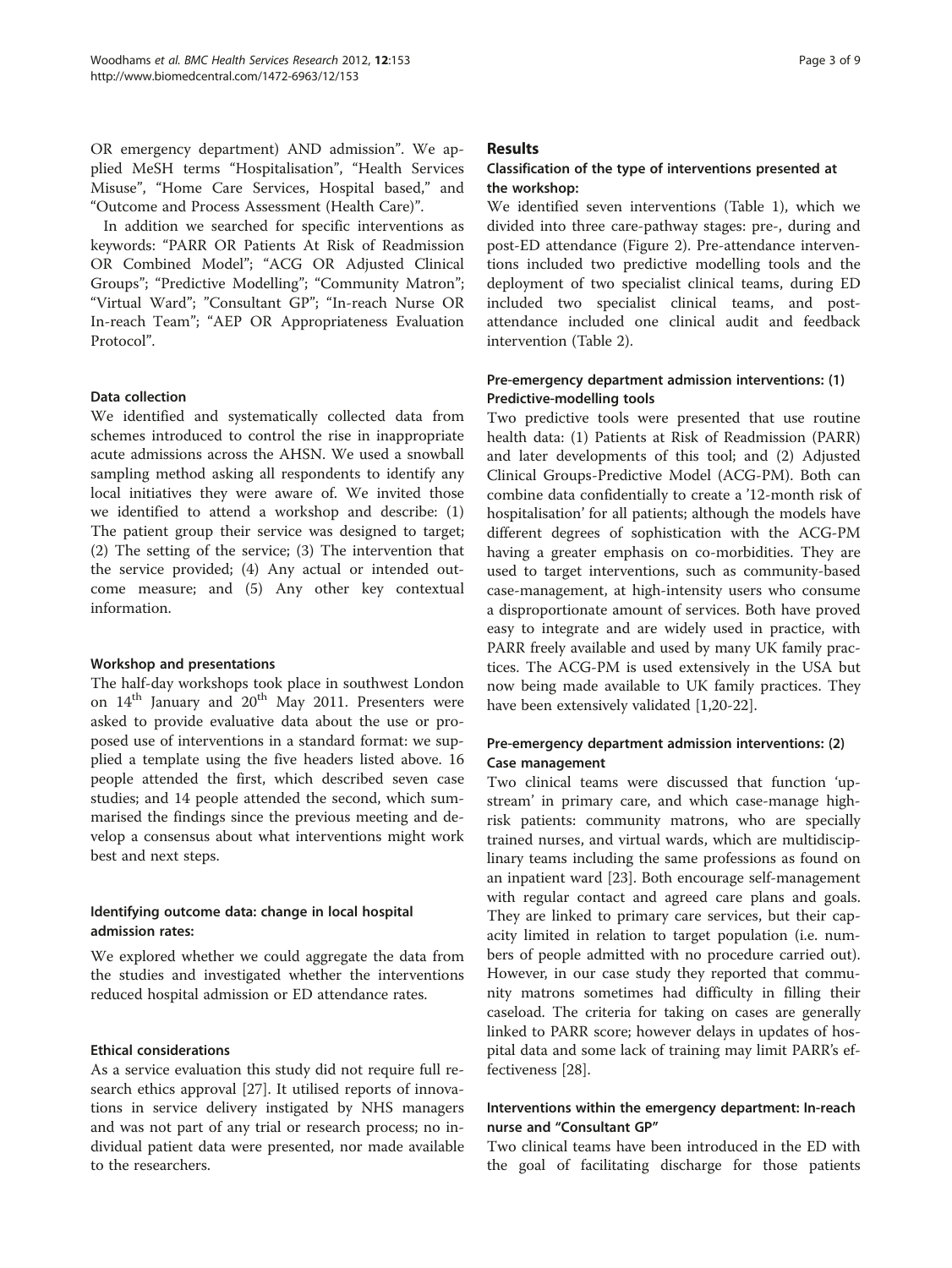OR emergency department) AND admission". We applied MeSH terms "Hospitalisation", "Health Services Misuse", "Home Care Services, Hospital based," and "Outcome and Process Assessment (Health Care)".

In addition we searched for specific interventions as keywords: "PARR OR Patients At Risk of Readmission OR Combined Model"; "ACG OR Adjusted Clinical Groups"; "Predictive Modelling"; "Community Matron"; "Virtual Ward"; "Consultant GP"; "In-reach Nurse OR In-reach Team"; "AEP OR Appropriateness Evaluation Protocol".

### Data collection

We identified and systematically collected data from schemes introduced to control the rise in inappropriate acute admissions across the AHSN. We used a snowball sampling method asking all respondents to identify any local initiatives they were aware of. We invited those we identified to attend a workshop and describe: (1) The patient group their service was designed to target; (2) The setting of the service; (3) The intervention that the service provided; (4) Any actual or intended outcome measure; and (5) Any other key contextual information.

### Workshop and presentations

The half-day workshops took place in southwest London on 14th January and 20th May 2011. Presenters were asked to provide evaluative data about the use or proposed use of interventions in a standard format: we supplied a template using the five headers listed above. 16 people attended the first, which described seven case studies; and 14 people attended the second, which summarised the findings since the previous meeting and develop a consensus about what interventions might work best and next steps.

### Identifying outcome data: change in local hospital admission rates:

We explored whether we could aggregate the data from the studies and investigated whether the interventions reduced hospital admission or ED attendance rates.

### Ethical considerations

As a service evaluation this study did not require full research ethics approval [27]. It utilised reports of innovations in service delivery instigated by NHS managers and was not part of any trial or research process; no individual patient data were presented, nor made available to the researchers.

## Results

### Classification of the type of interventions presented at the workshop:

We identified seven interventions (Table 1), which we divided into three care-pathway stages: pre-, during and post-ED attendance (Figure 2). Pre-attendance interventions included two predictive modelling tools and the deployment of two specialist clinical teams, during ED included two specialist clinical teams, and post-attendance included one clinical audit and feedback intervention (Table 2).

### Pre-emergency department admission interventions: (1) Predictive-modelling tools

Two predictive tools were presented that use routine health data: (1) Patients at Risk of Readmission (PARR) and later developments of this tool; and (2) Adjusted Clinical Groups-Predictive Model (ACG-PM). Both can combine data confidentially to create a '12-month risk of hospitalisation' for all patients; although the models have different degrees of sophistication with the ACG-PM having a greater emphasis on co-morbidities. They are used to target interventions, such as community-based case-management, at high-intensity users who consume a disproportionate amount of services. Both have proved easy to integrate and are widely used in practice, with PARR freely available and used by many UK family practices. The ACG-PM is used extensively in the USA but now being made available to UK family practices. They have been extensively validated [1,20-22].

### Pre-emergency department admission interventions: (2) Case management

Two clinical teams were discussed that function 'upstream' in primary care, and which case-manage high-risk patients: community matrons, who are specially trained nurses, and virtual wards, which are multidisciplinary teams including the same professions as found on an inpatient ward [23]. Both encourage self-management with regular contact and agreed care plans and goals. They are linked to primary care services, but their capacity limited in relation to target population (i.e. numbers of people admitted with no procedure carried out). However, in our case study they reported that community matrons sometimes had difficulty in filling their caseload. The criteria for taking on cases are generally linked to PARR score; however delays in updates of hospital data and some lack of training may limit PARR's effectiveness [28].

### Interventions within the emergency department: In-reach nurse and "Consultant GP"

Two clinical teams have been introduced in the ED with the goal of facilitating discharge for those patients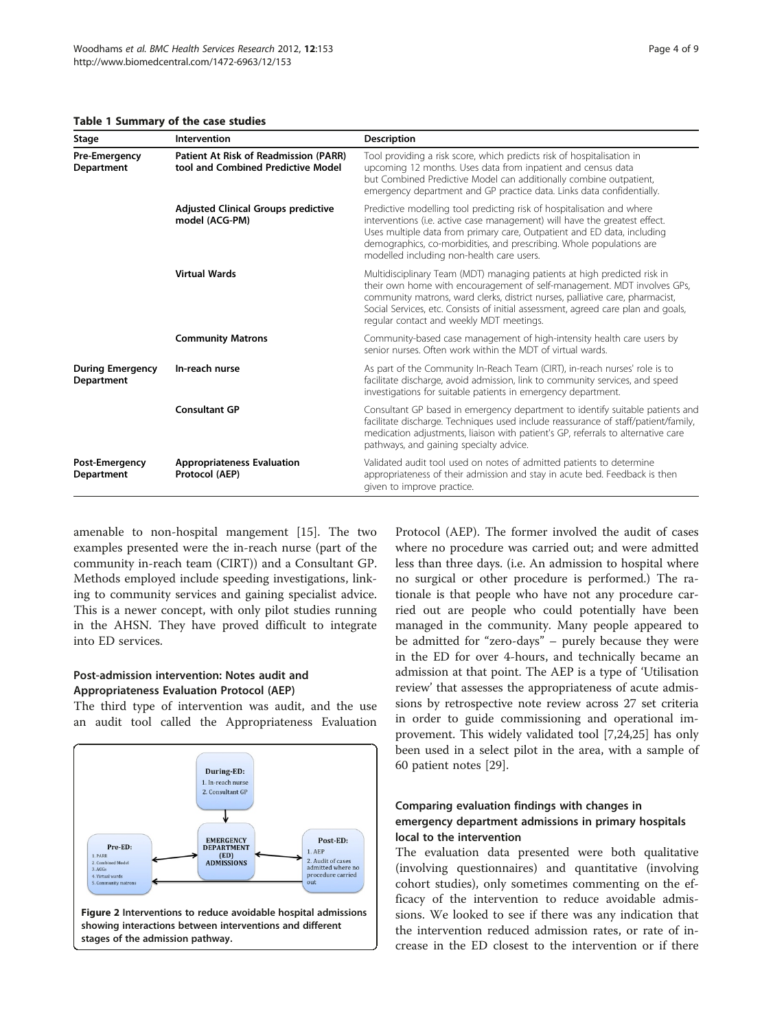**Table 1 Summary of the case studies**

| Stage | Intervention | Description |
| --- | --- | --- |
| **Pre-Emergency Department** | **Patient At Risk of Readmission (PARR) tool and Combined Predictive Model** | Tool providing a risk score, which predicts risk of hospitalisation in upcoming 12 months. Uses data from inpatient and census data but Combined Predictive Model can additionally combine outpatient, emergency department and GP practice data. Links data confidentially. |
| | **Adjusted Clinical Groups predictive model (ACG-PM)** | Predictive modelling tool predicting risk of hospitalisation and where interventions (i.e. active case management) will have the greatest effect. Uses multiple data from primary care, Outpatient and ED data, including demographics, co-morbidities, and prescribing. Whole populations are modelled including non-health care users. |
| | **Virtual Wards** | Multidisciplinary Team (MDT) managing patients at high predicted risk in their own home with encouragement of self-management. MDT involves GPs, community matrons, ward clerks, district nurses, palliative care, pharmacist, Social Services, etc. Consists of initial assessment, agreed care plan and goals, regular contact and weekly MDT meetings. |
| | **Community Matrons** | Community-based case management of high-intensity health care users by senior nurses. Often work within the MDT of virtual wards. |
| **During Emergency Department** | **In-reach nurse** | As part of the Community In-Reach Team (CIRT), in-reach nurses' role is to facilitate discharge, avoid admission, link to community services, and speed investigations for suitable patients in emergency department. |
| | **Consultant GP** | Consultant GP based in emergency department to identify suitable patients and facilitate discharge. Techniques used include reassurance of staff/patient/family, medication adjustments, liaison with patient's GP, referrals to alternative care pathways, and gaining specialty advice. |
| **Post-Emergency Department** | **Appropriateness Evaluation Protocol (AEP)** | Validated audit tool used on notes of admitted patients to determine appropriateness of their admission and stay in acute bed. Feedback is then given to improve practice. |

amenable to non-hospital mangement [15]. The two examples presented were the in-reach nurse (part of the community in-reach team (CIRT)) and a Consultant GP. Methods employed include speeding investigations, linking to community services and gaining specialist advice. This is a newer concept, with only pilot studies running in the AHSN. They have proved difficult to integrate into ED services.

### Post-admission intervention: Notes audit and Appropriateness Evaluation Protocol (AEP)

The third type of intervention was audit, and the use an audit tool called the Appropriateness Evaluation Protocol (AEP). The former involved the audit of cases where no procedure was carried out; and were admitted less than three days. (i.e. An admission to hospital where no surgical or other procedure is performed.) The rationale is that people who have not any procedure carried out are people who could potentially have been managed in the community. Many people appeared to be admitted for "zero-days" – purely because they were in the ED for over 4-hours, and technically became an admission at that point. The AEP is a type of 'Utilisation review' that assesses the appropriateness of acute admissions by retrospective note review across 27 set criteria in order to guide commissioning and operational improvement. This widely validated tool [7,24,25] has only been used in a select pilot in the area, with a sample of 60 patient notes [29].

During-ED:
1. In-reach nurse
2. Consultant GP

Pre-ED:
1. PARR
2. Combined Model
3. ACGs
4. Virtual wards
5. Community matrons

EMERGENCY DEPARTMENT (ED) ADMISSIONS

Post-ED:
1. AEP
2. Audit of cases admitted where no procedure carried out

**Figure 2 Interventions to reduce avoidable hospital admissions showing interactions between interventions and different stages of the admission pathway.**

### Comparing evaluation findings with changes in emergency department admissions in primary hospitals local to the intervention

The evaluation data presented were both qualitative (involving questionnaires) and quantitative (involving cohort studies), only sometimes commenting on the efficacy of the intervention to reduce avoidable admissions. We looked to see if there was any indication that the intervention reduced admission rates, or rate of increase in the ED closest to the intervention or if there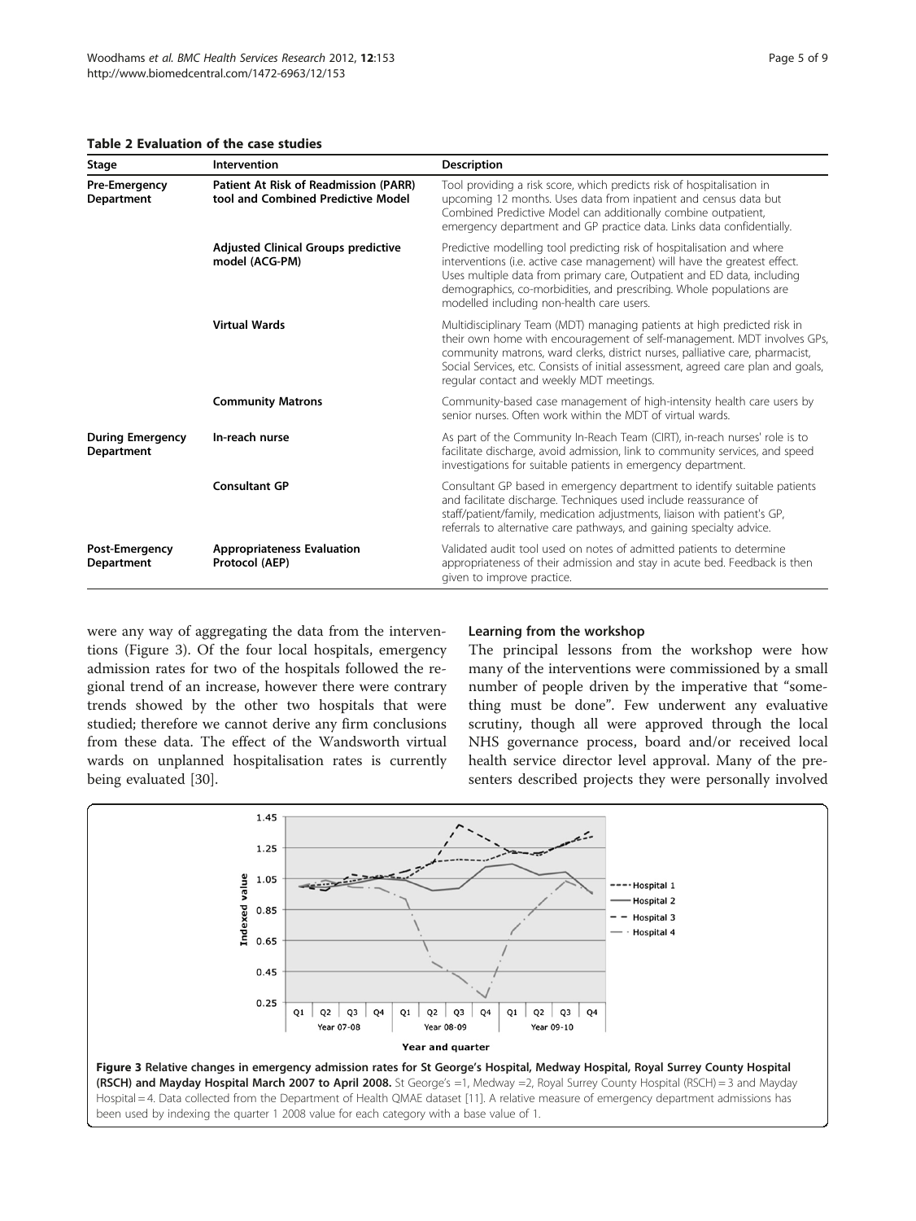**Table 2 Evaluation of the case studies**

| Stage | Intervention | Description |
| --- | --- | --- |
| **Pre-Emergency Department** | **Patient At Risk of Readmission (PARR) tool and Combined Predictive Model** | Tool providing a risk score, which predicts risk of hospitalisation in upcoming 12 months. Uses data from inpatient and census data but Combined Predictive Model can additionally combine outpatient, emergency department and GP practice data. Links data confidentially. |
| | **Adjusted Clinical Groups predictive model (ACG-PM)** | Predictive modelling tool predicting risk of hospitalisation and where interventions (i.e. active case management) will have the greatest effect. Uses multiple data from primary care, Outpatient and ED data, including demographics, co-morbidities, and prescribing. Whole populations are modelled including non-health care users. |
| | **Virtual Wards** | Multidisciplinary Team (MDT) managing patients at high predicted risk in their own home with encouragement of self-management. MDT involves GPs, community matrons, ward clerks, district nurses, palliative care, pharmacist, Social Services, etc. Consists of initial assessment, agreed care plan and goals, regular contact and weekly MDT meetings. |
| | **Community Matrons** | Community-based case management of high-intensity health care users by senior nurses. Often work within the MDT of virtual wards. |
| **During Emergency Department** | **In-reach nurse** | As part of the Community In-Reach Team (CIRT), in-reach nurses' role is to facilitate discharge, avoid admission, link to community services, and speed investigations for suitable patients in emergency department. |
| | **Consultant GP** | Consultant GP based in emergency department to identify suitable patients and facilitate discharge. Techniques used include reassurance of staff/patient/family, medication adjustments, liaison with patient's GP, referrals to alternative care pathways, and gaining specialty advice. |
| **Post-Emergency Department** | **Appropriateness Evaluation Protocol (AEP)** | Validated audit tool used on notes of admitted patients to determine appropriateness of their admission and stay in acute bed. Feedback is then given to improve practice. |

were any way of aggregating the data from the interventions (Figure 3). Of the four local hospitals, emergency admission rates for two of the hospitals followed the regional trend of an increase, however there were contrary trends showed by the other two hospitals that were studied; therefore we cannot derive any firm conclusions from these data. The effect of the Wandsworth virtual wards on unplanned hospitalisation rates is currently being evaluated [30].

#### Learning from the workshop

The principal lessons from the workshop were how many of the interventions were commissioned by a small number of people driven by the imperative that "something must be done". Few underwent any evaluative scrutiny, though all were approved through the local NHS governance process, board and/or received local health service director level approval. Many of the presenters described projects they were personally involved

**Figure 3 Relative changes in emergency admission rates for St George's Hospital, Medway Hospital, Royal Surrey County Hospital (RSCH) and Mayday Hospital March 2007 to April 2008.** St George's =1, Medway =2, Royal Surrey County Hospital (RSCH) = 3 and Mayday Hospital = 4. Data collected from the Department of Health QMAE dataset [11]. A relative measure of emergency department admissions has been used by indexing the quarter 1 2008 value for each category with a base value of 1.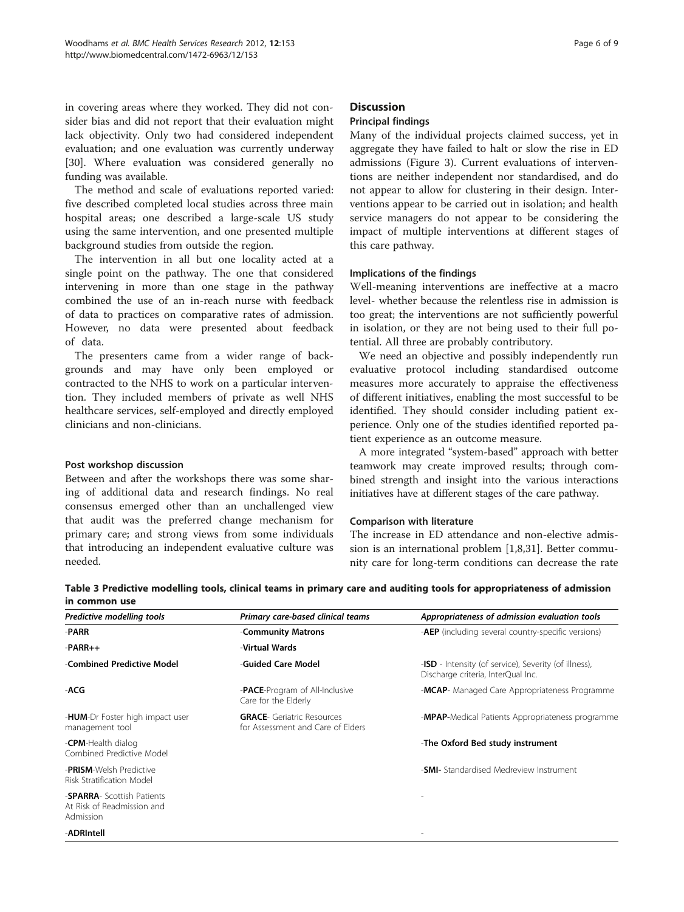in covering areas where they worked. They did not consider bias and did not report that their evaluation might lack objectivity. Only two had considered independent evaluation; and one evaluation was currently underway [30]. Where evaluation was considered generally no funding was available.

The method and scale of evaluations reported varied: five described completed local studies across three main hospital areas; one described a large-scale US study using the same intervention, and one presented multiple background studies from outside the region.

The intervention in all but one locality acted at a single point on the pathway. The one that considered intervening in more than one stage in the pathway combined the use of an in-reach nurse with feedback of data to practices on comparative rates of admission. However, no data were presented about feedback of data.

The presenters came from a wider range of backgrounds and may have only been employed or contracted to the NHS to work on a particular intervention. They included members of private as well NHS healthcare services, self-employed and directly employed clinicians and non-clinicians.

### Post workshop discussion

Between and after the workshops there was some sharing of additional data and research findings. No real consensus emerged other than an unchallenged view that audit was the preferred change mechanism for primary care; and strong views from some individuals that introducing an independent evaluative culture was needed.

## Discussion

### Principal findings

Many of the individual projects claimed success, yet in aggregate they have failed to halt or slow the rise in ED admissions (Figure 3). Current evaluations of interventions are neither independent nor standardised, and do not appear to allow for clustering in their design. Interventions appear to be carried out in isolation; and health service managers do not appear to be considering the impact of multiple interventions at different stages of this care pathway.

### Implications of the findings

Well-meaning interventions are ineffective at a macro level- whether because the relentless rise in admission is too great; the interventions are not sufficiently powerful in isolation, or they are not being used to their full potential. All three are probably contributory.

We need an objective and possibly independently run evaluative protocol including standardised outcome measures more accurately to appraise the effectiveness of different initiatives, enabling the most successful to be identified. They should consider including patient experience. Only one of the studies identified reported patient experience as an outcome measure.

A more integrated "system-based" approach with better teamwork may create improved results; through combined strength and insight into the various interactions initiatives have at different stages of the care pathway.

### Comparison with literature

The increase in ED attendance and non-elective admission is an international problem [1,8,31]. Better community care for long-term conditions can decrease the rate

**Table 3 Predictive modelling tools, clinical teams in primary care and auditing tools for appropriateness of admission in common use**

| *Predictive modelling tools* | *Primary care-based clinical teams* | *Appropriateness of admission evaluation tools* |
|---|---|---|
| -**PARR** | -**Community Matrons** | -**AEP** (including several country-specific versions) |
| -**PARR++** | -**Virtual Wards** | |
| -**Combined Predictive Model** | -**Guided Care Model** | -**ISD** - Intensity (of service), Severity (of illness), Discharge criteria, InterQual Inc. |
| -**ACG** | -**PACE**-Program of All-Inclusive Care for the Elderly | -**MCAP**- Managed Care Appropriateness Programme |
| -**HUM**-Dr Foster high impact user management tool | **GRACE**- Geriatric Resources for Assessment and Care of Elders | -**MPAP**-Medical Patients Appropriateness programme |
| -**CPM**-Health dialog Combined Predictive Model | | -**The Oxford Bed study instrument** |
| -**PRISM**-Welsh Predictive Risk Stratification Model | | -**SMI**- Standardised Medreview Instrument |
| -**SPARRA**- Scottish Patients At Risk of Readmission and Admission | | - |
| -**ADRIntell** | | - |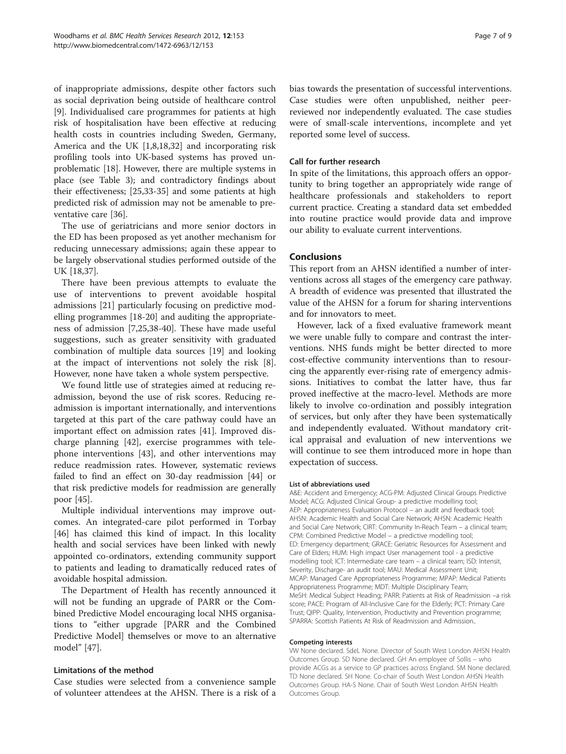of inappropriate admissions, despite other factors such as social deprivation being outside of healthcare control [9]. Individualised care programmes for patients at high risk of hospitalisation have been effective at reducing health costs in countries including Sweden, Germany, America and the UK [1,8,18,32] and incorporating risk profiling tools into UK-based systems has proved unproblematic [18]. However, there are multiple systems in place (see Table 3); and contradictory findings about their effectiveness; [25,33-35] and some patients at high predicted risk of admission may not be amenable to preventative care [36].

The use of geriatricians and more senior doctors in the ED has been proposed as yet another mechanism for reducing unnecessary admissions; again these appear to be largely observational studies performed outside of the UK [18,37].

There have been previous attempts to evaluate the use of interventions to prevent avoidable hospital admissions [21] particularly focusing on predictive modelling programmes [18-20] and auditing the appropriateness of admission [7,25,38-40]. These have made useful suggestions, such as greater sensitivity with graduated combination of multiple data sources [19] and looking at the impact of interventions not solely the risk [8]. However, none have taken a whole system perspective.

We found little use of strategies aimed at reducing readmission, beyond the use of risk scores. Reducing readmission is important internationally, and interventions targeted at this part of the care pathway could have an important effect on admission rates [41]. Improved discharge planning [42], exercise programmes with telephone interventions [43], and other interventions may reduce readmission rates. However, systematic reviews failed to find an effect on 30-day readmission [44] or that risk predictive models for readmission are generally poor [45].

Multiple individual interventions may improve outcomes. An integrated-care pilot performed in Torbay [46] has claimed this kind of impact. In this locality health and social services have been linked with newly appointed co-ordinators, extending community support to patients and leading to dramatically reduced rates of avoidable hospital admission.

The Department of Health has recently announced it will not be funding an upgrade of PARR or the Combined Predictive Model encouraging local NHS organisations to "either upgrade [PARR and the Combined Predictive Model] themselves or move to an alternative model" [47].

### Limitations of the method

Case studies were selected from a convenience sample of volunteer attendees at the AHSN. There is a risk of a bias towards the presentation of successful interventions. Case studies were often unpublished, neither peer-reviewed nor independently evaluated. The case studies were of small-scale interventions, incomplete and yet reported some level of success.

### Call for further research

In spite of the limitations, this approach offers an opportunity to bring together an appropriately wide range of healthcare professionals and stakeholders to report current practice. Creating a standard data set embedded into routine practice would provide data and improve our ability to evaluate current interventions.

## Conclusions

This report from an AHSN identified a number of interventions across all stages of the emergency care pathway. A breadth of evidence was presented that illustrated the value of the AHSN for a forum for sharing interventions and for innovators to meet.

However, lack of a fixed evaluative framework meant we were unable fully to compare and contrast the interventions. NHS funds might be better directed to more cost-effective community interventions than to resourcing the apparently ever-rising rate of emergency admissions. Initiatives to combat the latter have, thus far proved ineffective at the macro-level. Methods are more likely to involve co-ordination and possibly integration of services, but only after they have been systematically and independently evaluated. Without mandatory critical appraisal and evaluation of new interventions we will continue to see them introduced more in hope than expectation of success.

#### List of abbreviations used

A&E: Accident and Emergency; ACG-PM: Adjusted Clinical Groups Predictive Model; ACG: Adjusted Clinical Group- a predictive modelling tool; AEP: Appropriateness Evaluation Protocol – an audit and feedback tool; AHSN: Academic Health and Social Care Network; AHSN: Academic Health and Social Care Network; CIRT: Community In-Reach Team – a clinical team; CPM: Combined Predictive Model – a predictive modelling tool; ED: Emergency department; GRACE: Geriatric Resources for Assessment and Care of Elders; HUM: High impact User management tool - a predictive modelling tool; ICT: Intermediate care team – a clinical team; ISD: Intensit, Severity, Discharge- an audit tool; MAU: Medical Assessment Unit; MCAP: Managed Care Appropriateness Programme; MPAP: Medical Patients Appropriateness Programme; MDT: Multiple Disciplinary Team; MeSH: Medical Subject Heading; PARR: Patients at Risk of Readmission –a risk score; PACE: Program of All-Inclusive Care for the Elderly; PCT: Primary Care Trust; QIPP: Quality, Intervention, Productivity and Prevention programme; SPARRA: Scottish Patients At Risk of Readmission and Admission..

#### Competing interests

VW None declared. SdeL None. Director of South West London AHSN Health Outcomes Group. SD None declared. GH An employee of Sollis – who provide ACGs as a service to GP practices across England. SM None declared. TD None declared. SH None. Co-chair of South West London AHSN Health Outcomes Group. HA-S None. Chair of South West London AHSN Health Outcomes Group.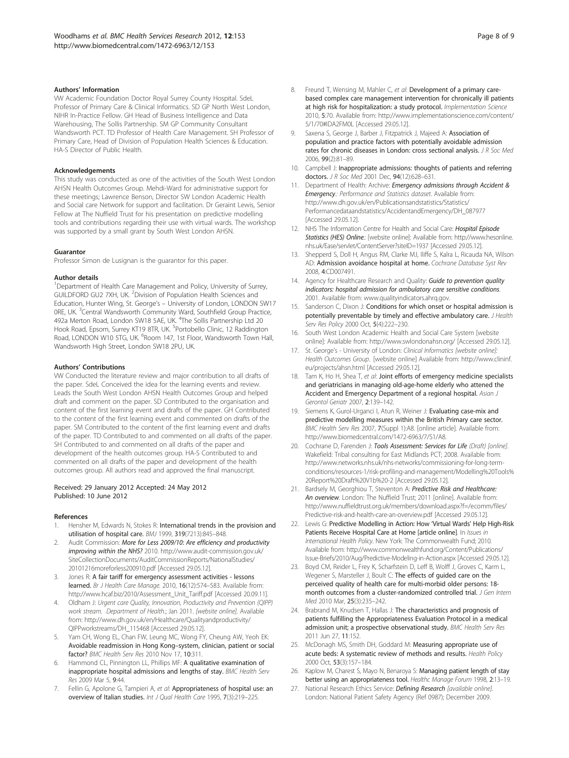#### Authors' Information

VW Academic Foundation Doctor Royal Surrey County Hospital. SdeL Professor of Primary Care & Clinical Informatics. SD GP North West London, NIHR In-Practice Fellow. GH Head of Business Intelligence and Data Warehousing, The Sollis Partnership. SM GP Community Consultant Wandsworth PCT. TD Professor of Health Care Management. SH Professor of Primary Care, Head of Division of Population Health Sciences & Education. HA-S Director of Public Health.

#### Acknowledgements

This study was conducted as one of the activities of the South West London AHSN Health Outcomes Group. Mehdi-Ward for administrative support for these meetings; Lawrence Benson, Director SW London Academic Health and Social care Network for support and facilitation. Dr Geraint Lewis, Senior Fellow at The Nuffield Trust for his presentation on predictive modelling tools and contributions regarding their use with virtual wards. The workshop was supported by a small grant by South West London AHSN.

#### Guarantor

Professor Simon de Lusignan is the guarantor for this paper.

#### Author details

[1]Department of Health Care Management and Policy, University of Surrey, GUILDFORD GU2 7XH, UK. [2]Division of Population Health Sciences and Education, Hunter Wing, St. George's – University of London, LONDON SW17 0RE, UK. [3]Central Wandsworth Community Ward, Southfield Group Practice, 492a Merton Road, London SW18 5AE, UK. [4]The Sollis Partnership Ltd 20 Hook Road, Epsom, Surrey KT19 8TR, UK. [5]Portobello Clinic, 12 Raddington Road, LONDON W10 5TG, UK. [6]Room 147, 1st Floor, Wandsworth Town Hall, Wandsworth High Street, London SW18 2PU, UK.

#### Authors' Contributions

VW Conducted the literature review and major contribution to all drafts of the paper. SdeL Conceived the idea for the learning events and review. Leads the South West London AHSN Health Outcomes Group and helped draft and comment on the paper. SD Contributed to the organisation and content of the first learning event and drafts of the paper. GH Contributed to the content of the first learning event and commented on drafts of the paper. SM Contributed to the content of the first learning event and drafts of the paper. TD Contributed to and commented on all drafts of the paper. SH Contributed to and commented on all drafts of the paper and development of the health outcomes group. HA-S Contributed to and commented on all drafts of the paper and development of the health outcomes group. All authors read and approved the final manuscript.

Received: 29 January 2012 Accepted: 24 May 2012
Published: 10 June 2012

#### References

1. Hensher M, Edwards N, Stokes R: **International trends in the provision and utilisation of hospital care.** *BMJ* 1999, **319**(7213):845–848.
2. Audit Commission: ***More for Less 2009/10: Are efficiency and productivity improving within the NHS?*** 2010. http://www.audit-commission.gov.uk/SiteCollectionDocuments/AuditCommissionReports/NationalStudies/20101216moreforless200910.pdf [Accessed 29.05.12].
3. Jones R: **A fair tariff for emergency assessment activities - lessons learned.** *Br J Health Care Manage.* 2010, **16**(12):574–583. Available from: http://www.hcaf.biz/2010/Assessment_Unit_Tariff.pdf [Accessed 20.09.11].
4. Oldham J: *Urgent care Quality, Innovation, Productivity and Prevention (QIPP) work stream. Department of Health*.; Jan 2011. *[website online]*. Available from: http://www.dh.gov.uk/en/Healthcare/Qualityandproductivity/QIPPworkstreams/DH_115468 [Accessed 29.05.12].
5. Yam CH, Wong EL, Chan FW, Leung MC, Wong FY, Cheung AW, Yeoh EK: **Avoidable readmission in Hong Kong–system, clinician, patient or social factor?** *BMC Health Serv Res* 2010 Nov 17, **10**:311.
6. Hammond CL, Pinnington LL, Phillips MF: **A qualitative examination of inappropriate hospital admissions and lengths of stay.** *BMC Health Serv Res* 2009 Mar 5, **9**:44.
7. Fellin G, Apolone G, Tampieri A, *et al*: **Appropriateness of hospital use: an overview of Italian studies.** *Int J Qual Health Care* 1995, **7**(3):219–225.
8. Freund T, Wensing M, Mahler C, *et al*: **Development of a primary care-based complex care management intervention for chronically ill patients at high risk for hospitalization: a study protocol.** *Implementation Science* 2010, **5**:70. Available from: http://www.implementationscience.com/content/5/1/70#IDA2FM0L [Accessed 29.05.12].
9. Saxena S, George J, Barber J, Fitzpatrick J, Majeed A: **Association of population and practice factors with potentially avoidable admission rates for chronic diseases in London: cross sectional analysis.** *J R Soc Med* 2006, **99**(2):81–89.
10. Campbell J: **Inappropriate admissions: thoughts of patients and referring doctors.** *J R Soc Med* 2001 Dec, **94**(12):628–631.
11. Department of Health: Archive: ***Emergency admissions through Accident & Emergency***.: *Performance and Statistics dataset*. Available from: http://www.dh.gov.uk/en/Publicationsandstatistics/Statistics/Performancedataandstatistics/AccidentandEmergency/DH_087977 [Accessed 29.05.12].
12. NHS The Information Centre for Health and Social Care: ***Hospital Episode Statistics (HES) Online***.: [website online]: Available from: http://www.hesonline.nhs.uk/Ease/servlet/ContentServer?siteID=1937 [Accessed 29.05.12].
13. Shepperd S, Doll H, Angus RM, Clarke MJ, Iliffe S, Kalra L, Ricauda NA, Wilson AD: **Admission avoidance hospital at home.** *Cochrane Database Syst Rev* 2008, **4**:CD007491.
14. Agency for Healthcare Research and Quality: ***Guide to prevention quality indicators: hospital admission for ambulatory care sensitive conditions***. 2001. Available from: www.qualityindicators.ahrq.gov.
15. Sanderson C, Dixon J: **Conditions for which onset or hospital admission is potentially preventable by timely and effective ambulatory care.** *J Health Serv Res Policy* 2000 Oct, **5**(4):222–230.
16. South West London Academic Health and Social Care System [website online]: Available from: http://www.swlondonahsn.org/ [Accessed 29.05.12].
17. St. George's - University of London: *Clinical Informatics [website online]: Health Outcomes Group*. [website online] Available from: http://www.clininf.eu/projects/ahsn.html [Accessed 29.05.12].
18. Tam K, Ho H, Shea T, *et al*: **Joint efforts of emergency medicine specialists and geriatricians in managing old-age-home elderly who attened the Accident and Emergency Department of a regional hospital.** *Asian J Gerontol Geriatr* 2007, **2**:139–142.
19. Siemens K, Gurol-Urganci I, Atun R, Weiner J: **Evaluating case-mix and predictive modelling measures within the British Primary care sector.** *BMC Health Serv Res* 2007, **7**(Suppl 1):A8. [online article]. Available from: http://www.biomedcentral.com/1472-6963/7/S1/A8.
20. Cochrane D, Farenden J: ***Tools Assessment: Services for Life*** *(Draft) [online]*. Wakefield: Tribal consulting for East Midlands PCT; 2008. Available from: http://www.networks.nhs.uk/nhs-networks/commissioning-for-long-term-conditions/resources-1/risk-profiling-and-management/Modelling%20Tools%20Report%20Draft%20V1b%20-2 [Accessed 29.05.12].
21. Bardsely M, Georghiou T, Steventon A: ***Predictive Risk and Healthcare: An overview***. London: The Nuffield Trust; 2011 [online]. Available from: http://www.nuffieldtrust.org.uk/members/download.aspx?f=/ecomm/files/Predictive-risk-and-health-care-an-overview.pdf [Accessed 29.05.12].
22. Lewis G: **Predictive Modelling in Action: How 'Virtual Wards' Help High-Risk Patients Receive Hospital Care at Home [article online]**. In *Issues in International Health Policy*. New York: The Commonwealth Fund; 2010. Available from: http://www.commonwealthfund.org/Content/Publications/Issue-Briefs/2010/Aug/Predictive-Modeling-in-Action.aspx [Accessed 29.05.12].
23. Boyd CM, Reider L, Frey K, Scharfstein D, Leff B, Wolff J, Groves C, Karm L, Wegener S, Marsteller J, Boult C: **The effects of guided care on the perceived quality of health care for multi-morbid older persons: 18-month outcomes from a cluster-randomized controlled trial.** *J Gen Intern Med* 2010 Mar, **25**(3):235–242.
24. Brabrand M, Knudsen T, Hallas J: **The characteristics and prognosis of patients fulfilling the Appropriateness Evaluation Protocol in a medical admission unit; a prospective observational study.** *BMC Health Serv Res* 2011 Jun 27, **11**:152.
25. McDonagh MS, Smith DH, Goddard M: **Measuring appropriate use of acute beds: A systematic review of methods and results.** *Health Policy* 2000 Oct, **53**(3):157–184.
26. Kaplow M, Charest S, Mayo N, Benaroya S: **Managing patient length of stay better using an appropriateness tool.** *Healthc Manage Forum* 1998, **2**:13–19.
27. National Research Ethics Service: ***Defining Research*** *[available online]*. London: National Patient Safety Agency (Ref 0987); December 2009.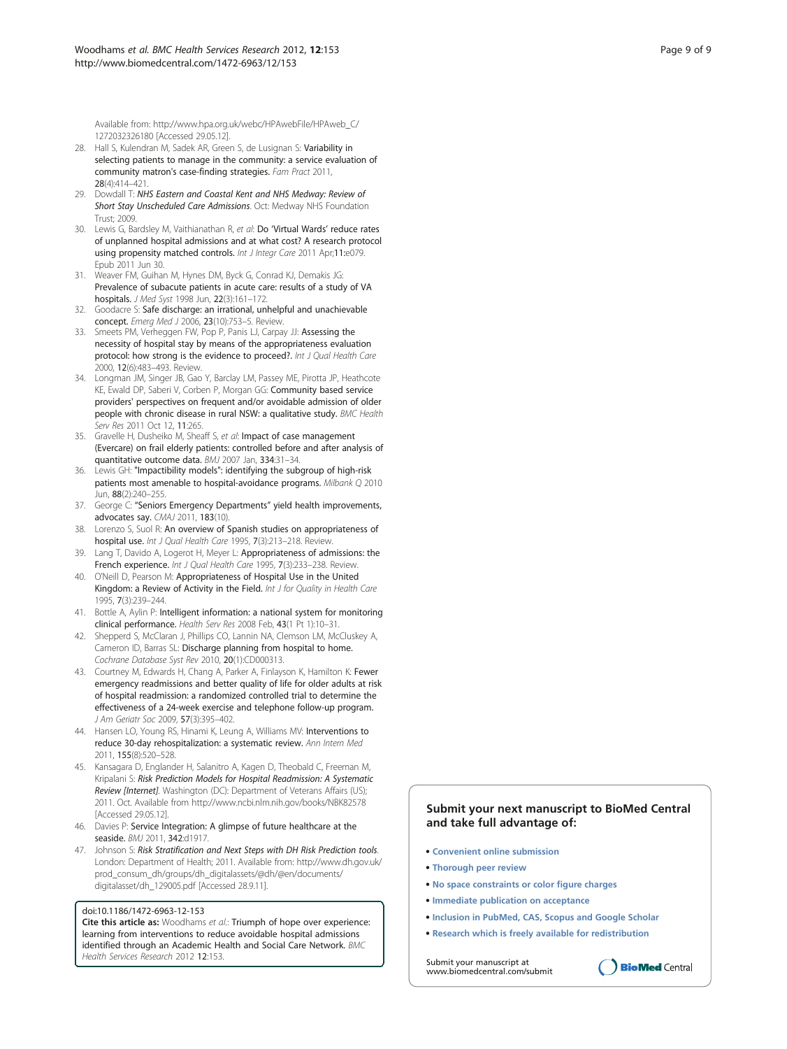Available from: http://www.hpa.org.uk/webc/HPAwebFile/HPAweb_C/1272032326180 [Accessed 29.05.12].

28. Hall S, Kulendran M, Sadek AR, Green S, de Lusignan S: **Variability in selecting patients to manage in the community: a service evaluation of community matron's case-finding strategies.** *Fam Pract* 2011, **28**(4):414–421.
29. Dowdall T: *NHS Eastern and Coastal Kent and NHS Medway: Review of Short Stay Unscheduled Care Admissions*. Oct: Medway NHS Foundation Trust; 2009.
30. Lewis G, Bardsley M, Vaithianathan R, *et al*: **Do 'Virtual Wards' reduce rates of unplanned hospital admissions and at what cost? A research protocol using propensity matched controls.** *Int J Integr Care* 2011 Apr;**11:**e079. Epub 2011 Jun 30.
31. Weaver FM, Guihan M, Hynes DM, Byck G, Conrad KJ, Demakis JG: **Prevalence of subacute patients in acute care: results of a study of VA hospitals.** *J Med Syst* 1998 Jun, **22**(3):161–172.
32. Goodacre S: **Safe discharge: an irrational, unhelpful and unachievable concept.** *Emerg Med J* 2006, **23**(10):753–5. Review.
33. Smeets PM, Verheggen FW, Pop P, Panis LJ, Carpay JJ: **Assessing the necessity of hospital stay by means of the appropriateness evaluation protocol: how strong is the evidence to proceed?.** *Int J Qual Health Care* 2000, **12**(6):483–493. Review.
34. Longman JM, Singer JB, Gao Y, Barclay LM, Passey ME, Pirotta JP, Heathcote KE, Ewald DP, Saberi V, Corben P, Morgan GG: **Community based service providers' perspectives on frequent and/or avoidable admission of older people with chronic disease in rural NSW: a qualitative study.** *BMC Health Serv Res* 2011 Oct 12, **11**:265.
35. Gravelle H, Dusheiko M, Sheaff S, *et al*: **Impact of case management (Evercare) on frail elderly patients: controlled before and after analysis of quantitative outcome data.** *BMJ* 2007 Jan, **334**:31–34.
36. Lewis GH: **"Impactibility models": identifying the subgroup of high-risk patients most amenable to hospital-avoidance programs.** *Milbank Q* 2010 Jun, **88**(2):240–255.
37. George C: **"Seniors Emergency Departments" yield health improvements, advocates say.** *CMAJ* 2011, **183**(10).
38. Lorenzo S, Suol R: **An overview of Spanish studies on appropriateness of hospital use.** *Int J Qual Health Care* 1995, **7**(3):213–218. Review.
39. Lang T, Davido A, Logerot H, Meyer L: **Appropriateness of admissions: the French experience.** *Int J Qual Health Care* 1995, **7**(3):233–238. Review.
40. O'Neill D, Pearson M: **Appropriateness of Hospital Use in the United Kingdom: a Review of Activity in the Field.** *Int J for Quality in Health Care* 1995, **7**(3):239–244.
41. Bottle A, Aylin P: **Intelligent information: a national system for monitoring clinical performance.** *Health Serv Res* 2008 Feb, **43**(1 Pt 1):10–31.
42. Shepperd S, McClaran J, Phillips CO, Lannin NA, Clemson LM, McCluskey A, Cameron ID, Barras SL: **Discharge planning from hospital to home.** *Cochrane Database Syst Rev* 2010, **20**(1):CD000313.
43. Courtney M, Edwards H, Chang A, Parker A, Finlayson K, Hamilton K: **Fewer emergency readmissions and better quality of life for older adults at risk of hospital readmission: a randomized controlled trial to determine the effectiveness of a 24-week exercise and telephone follow-up program.** *J Am Geriatr Soc* 2009, **57**(3):395–402.
44. Hansen LO, Young RS, Hinami K, Leung A, Williams MV: **Interventions to reduce 30-day rehospitalization: a systematic review.** *Ann Intern Med* 2011, **155**(8):520–528.
45. Kansagara D, Englander H, Salanitro A, Kagen D, Theobald C, Freeman M, Kripalani S: *Risk Prediction Models for Hospital Readmission: A Systematic Review [Internet]*. Washington (DC): Department of Veterans Affairs (US); 2011. Oct. Available from http://www.ncbi.nlm.nih.gov/books/NBK82578 [Accessed 29.05.12].
46. Davies P: **Service Integration: A glimpse of future healthcare at the seaside.** *BMJ* 2011, **342**:d1917.
47. Johnson S: *Risk Stratification and Next Steps with DH Risk Prediction tools*. London: Department of Health; 2011. Available from: http://www.dh.gov.uk/prod_consum_dh/groups/dh_digitalassets/@dh/@en/documents/digitalasset/dh_129005.pdf [Accessed 28.9.11].

doi:10.1186/1472-6963-12-153

**Cite this article as:** Woodhams *et al.*: Triumph of hope over experience: learning from interventions to reduce avoidable hospital admissions identified through an Academic Health and Social Care Network. *BMC Health Services Research* 2012 **12**:153.

**Submit your next manuscript to BioMed Central and take full advantage of:**

- **Convenient online submission**
- **Thorough peer review**
- **No space constraints or color figure charges**
- **Immediate publication on acceptance**
- **Inclusion in PubMed, CAS, Scopus and Google Scholar**
- **Research which is freely available for redistribution**

Submit your manuscript at www.biomedcentral.com/submit